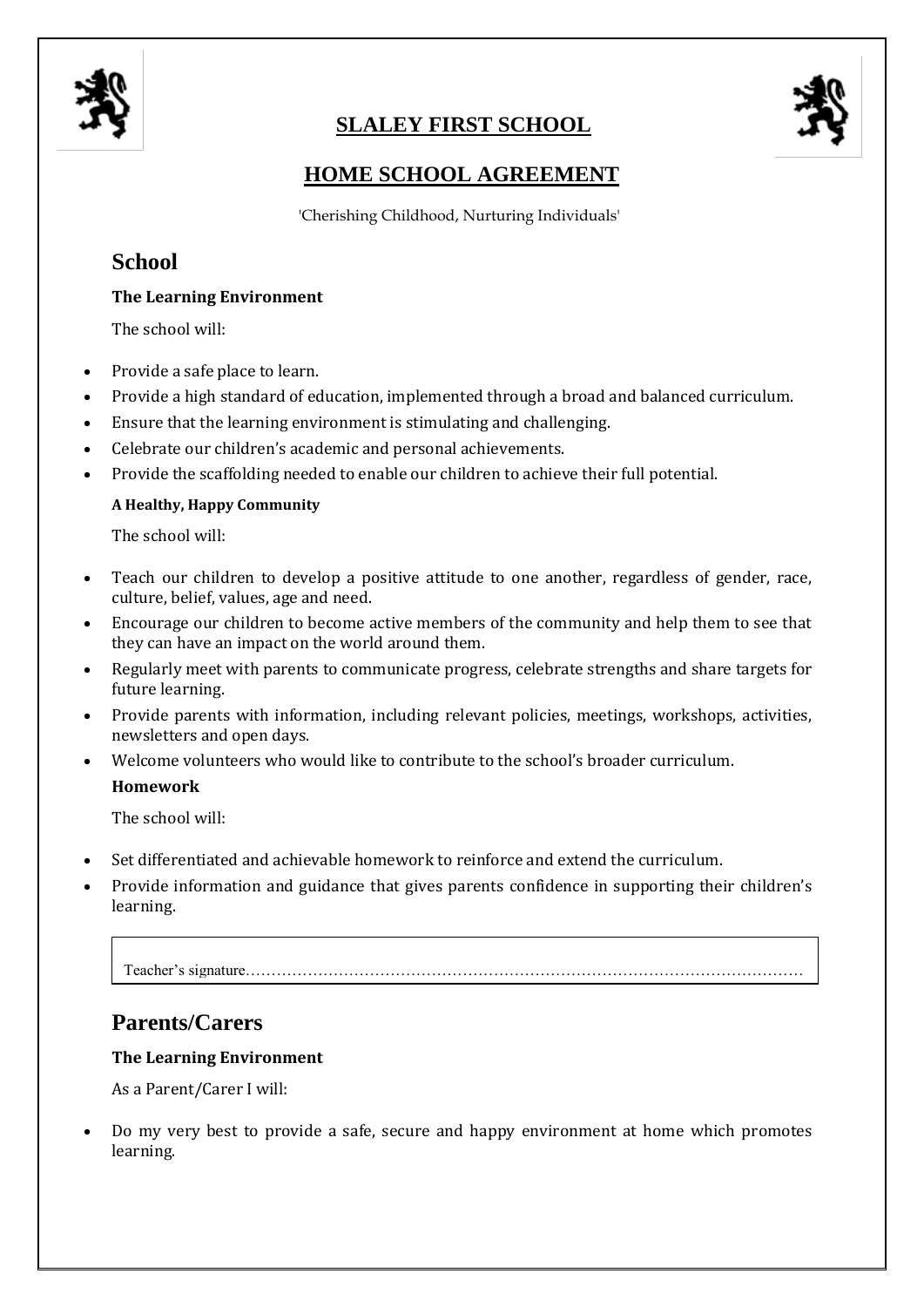# SLALEY FIRST SCHOOL

# HOME SCHOOL AGREEMENT

'Cherishing Childhood, Nurturing Individuals'

## School

**The Learning Environment**

The school will:

- Provide a safe place to learn.
- Provide a high standard of education, implemented through a broad and balanced curriculum.
- Ensure that the learning environment is stimulating and challenging.
- Celebrate our children's academic and personal achievements.
- Provide the scaffolding needed to enable our children to achieve their full potential.

**A Healthy, Happy Community**

The school will:

- Teach our children to develop a positive attitude to one another, regardless of gender, race, culture, belief, values, age and need.
- Encourage our children to become active members of the community and help them to see that they can have an impact on the world around them.
- Regularly meet with parents to communicate progress, celebrate strengths and share targets for future learning.
- Provide parents with information, including relevant policies, meetings, workshops, activities, newsletters and open days.
- Welcome volunteers who would like to contribute to the school's broader curriculum.

**Homework**

The school will:

- Set differentiated and achievable homework to reinforce and extend the curriculum.
- Provide information and guidance that gives parents confidence in supporting their children's learning.

Teacher's signature………………………………………………………………………………………………

## Parents/Carers

**The Learning Environment**

As a Parent/Carer I will:

- Do my very best to provide a safe, secure and happy environment at home which promotes learning.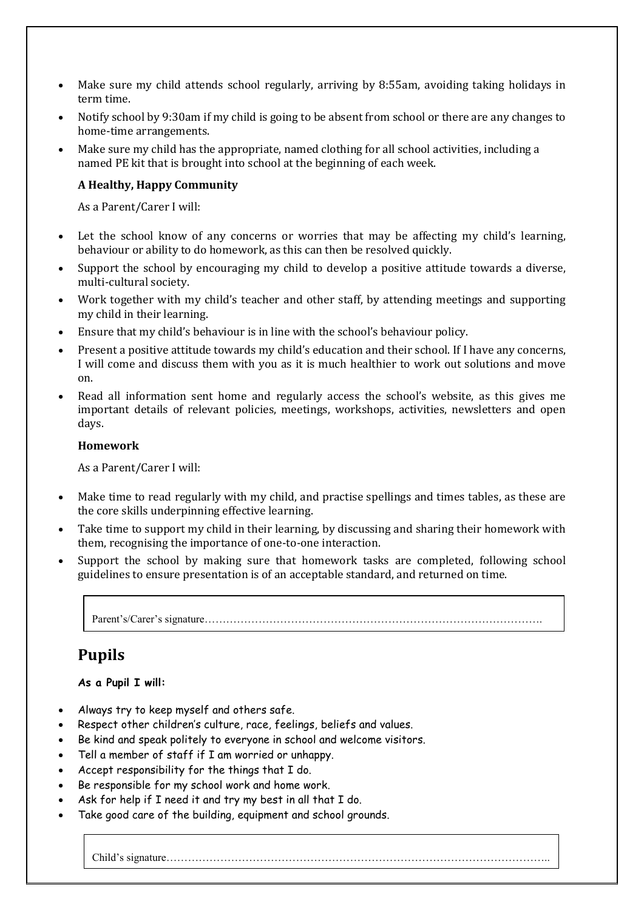- Make sure my child attends school regularly, arriving by 8:55am, avoiding taking holidays in term time.
- Notify school by 9:30am if my child is going to be absent from school or there are any changes to home-time arrangements.
- Make sure my child has the appropriate, named clothing for all school activities, including a named PE kit that is brought into school at the beginning of each week.

**A Healthy, Happy Community**

As a Parent/Carer I will:

- Let the school know of any concerns or worries that may be affecting my child's learning, behaviour or ability to do homework, as this can then be resolved quickly.
- Support the school by encouraging my child to develop a positive attitude towards a diverse, multi-cultural society.
- Work together with my child's teacher and other staff, by attending meetings and supporting my child in their learning.
- Ensure that my child's behaviour is in line with the school's behaviour policy.
- Present a positive attitude towards my child's education and their school. If I have any concerns, I will come and discuss them with you as it is much healthier to work out solutions and move on.
- Read all information sent home and regularly access the school's website, as this gives me important details of relevant policies, meetings, workshops, activities, newsletters and open days.

**Homework**

As a Parent/Carer I will:

- Make time to read regularly with my child, and practise spellings and times tables, as these are the core skills underpinning effective learning.
- Take time to support my child in their learning, by discussing and sharing their homework with them, recognising the importance of one-to-one interaction.
- Support the school by making sure that homework tasks are completed, following school guidelines to ensure presentation is of an acceptable standard, and returned on time.

Parent's/Carer's signature………………………………………………………………………………….

## Pupils

**As a Pupil I will:**

- Always try to keep myself and others safe.
- Respect other children's culture, race, feelings, beliefs and values.
- Be kind and speak politely to everyone in school and welcome visitors.
- Tell a member of staff if I am worried or unhappy.
- Accept responsibility for the things that I do.
- Be responsible for my school work and home work.
- Ask for help if I need it and try my best in all that I do.
- Take good care of the building, equipment and school grounds.

Child's signature……………………………………………………………………………………………..